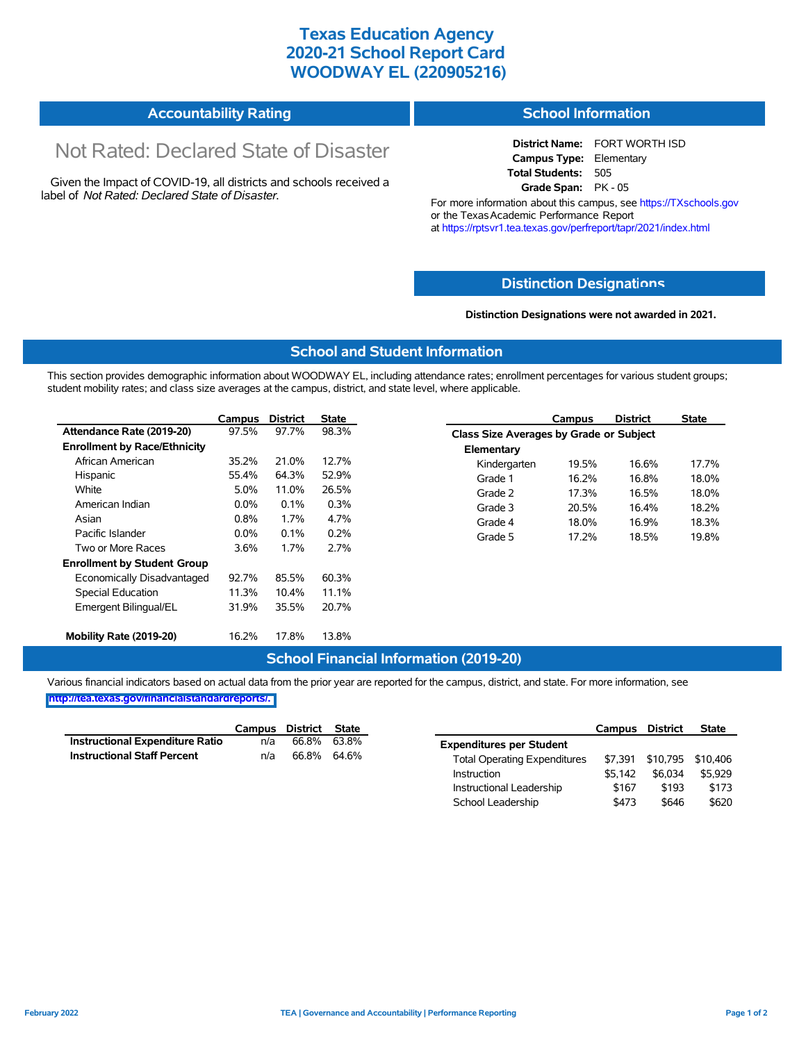# Texas Education Agency
# 2020-21 School Report Card
# WOODWAY EL (220905216)

## Accountability Rating

Not Rated: Declared State of Disaster

Given the Impact of COVID-19, all districts and schools received a label of *Not Rated: Declared State of Disaster*.

## School Information

**District Name:** FORT WORTH ISD
**Campus Type:** Elementary
**Total Students:** 505
**Grade Span:** PK - 05

For more information about this campus, see https://TXschools.gov or the Texas Academic Performance Report at https://rptsvr1.tea.texas.gov/perfreport/tapr/2021/index.html

## Distinction Designations

**Distinction Designations were not awarded in 2021.**

## School and Student Information

This section provides demographic information about WOODWAY EL, including attendance rates; enrollment percentages for various student groups; student mobility rates; and class size averages at the campus, district, and state level, where applicable.

| | Campus | District | State |
|---|---|---|---|
| **Attendance Rate (2019-20)** | 97.5% | 97.7% | 98.3% |
| **Enrollment by Race/Ethnicity** | | | |
| African American | 35.2% | 21.0% | 12.7% |
| Hispanic | 55.4% | 64.3% | 52.9% |
| White | 5.0% | 11.0% | 26.5% |
| American Indian | 0.0% | 0.1% | 0.3% |
| Asian | 0.8% | 1.7% | 4.7% |
| Pacific Islander | 0.0% | 0.1% | 0.2% |
| Two or More Races | 3.6% | 1.7% | 2.7% |
| **Enrollment by Student Group** | | | |
| Economically Disadvantaged | 92.7% | 85.5% | 60.3% |
| Special Education | 11.3% | 10.4% | 11.1% |
| Emergent Bilingual/EL | 31.9% | 35.5% | 20.7% |
| **Mobility Rate (2019-20)** | 16.2% | 17.8% | 13.8% |

| | Campus | District | State |
|---|---|---|---|
| **Class Size Averages by Grade or Subject** | | | |
| **Elementary** | | | |
| Kindergarten | 19.5% | 16.6% | 17.7% |
| Grade 1 | 16.2% | 16.8% | 18.0% |
| Grade 2 | 17.3% | 16.5% | 18.0% |
| Grade 3 | 20.5% | 16.4% | 18.2% |
| Grade 4 | 18.0% | 16.9% | 18.3% |
| Grade 5 | 17.2% | 18.5% | 19.8% |

## School Financial Information (2019-20)

Various financial indicators based on actual data from the prior year are reported for the campus, district, and state. For more information, see http://tea.texas.gov/financialstandardreports/.

| | Campus | District | State |
|---|---|---|---|
| **Instructional Expenditure Ratio** | n/a | 66.8% | 63.8% |
| **Instructional Staff Percent** | n/a | 66.8% | 64.6% |

| | Campus | District | State |
|---|---|---|---|
| **Expenditures per Student** | | | |
| Total Operating Expenditures | $7,391 | $10,795 | $10,406 |
| Instruction | $5,142 | $6,034 | $5,929 |
| Instructional Leadership | $167 | $193 | $173 |
| School Leadership | $473 | $646 | $620 |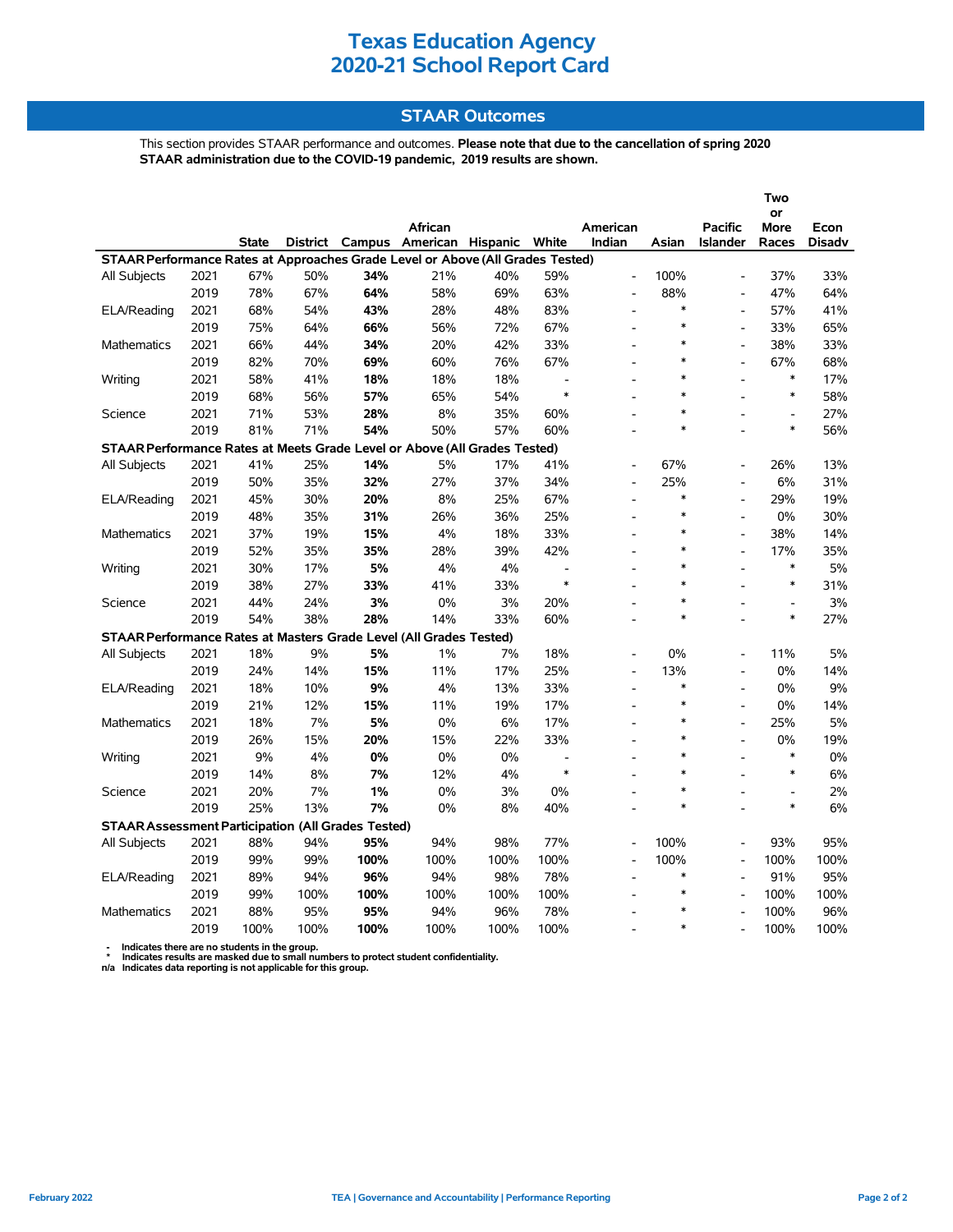# Texas Education Agency
# 2020-21 School Report Card

## STAAR Outcomes

This section provides STAAR performance and outcomes. **Please note that due to the cancellation of spring 2020 STAAR administration due to the COVID-19 pandemic, 2019 results are shown.**

| | | State | District | Campus | African American | Hispanic | White | American Indian | Asian | Pacific Islander | Two or More Races | Econ Disadv |
|---|---|---|---|---|---|---|---|---|---|---|---|---|
| **STAAR Performance Rates at Approaches Grade Level or Above (All Grades Tested)** | | | | | | | | | | | | |
| All Subjects | 2021 | 67% | 50% | **34%** | 21% | 40% | 59% | - | 100% | - | 37% | 33% |
| | 2019 | 78% | 67% | **64%** | 58% | 69% | 63% | - | 88% | - | 47% | 64% |
| ELA/Reading | 2021 | 68% | 54% | **43%** | 28% | 48% | 83% | - | * | - | 57% | 41% |
| | 2019 | 75% | 64% | **66%** | 56% | 72% | 67% | - | * | - | 33% | 65% |
| Mathematics | 2021 | 66% | 44% | **34%** | 20% | 42% | 33% | - | * | - | 38% | 33% |
| | 2019 | 82% | 70% | **69%** | 60% | 76% | 67% | - | * | - | 67% | 68% |
| Writing | 2021 | 58% | 41% | **18%** | 18% | 18% | - | - | * | - | * | 17% |
| | 2019 | 68% | 56% | **57%** | 65% | 54% | * | - | * | - | * | 58% |
| Science | 2021 | 71% | 53% | **28%** | 8% | 35% | 60% | - | * | - | - | 27% |
| | 2019 | 81% | 71% | **54%** | 50% | 57% | 60% | - | * | - | * | 56% |
| **STAAR Performance Rates at Meets Grade Level or Above (All Grades Tested)** | | | | | | | | | | | | |
| All Subjects | 2021 | 41% | 25% | **14%** | 5% | 17% | 41% | - | 67% | - | 26% | 13% |
| | 2019 | 50% | 35% | **32%** | 27% | 37% | 34% | - | 25% | - | 6% | 31% |
| ELA/Reading | 2021 | 45% | 30% | **20%** | 8% | 25% | 67% | - | * | - | 29% | 19% |
| | 2019 | 48% | 35% | **31%** | 26% | 36% | 25% | - | * | - | 0% | 30% |
| Mathematics | 2021 | 37% | 19% | **15%** | 4% | 18% | 33% | - | * | - | 38% | 14% |
| | 2019 | 52% | 35% | **35%** | 28% | 39% | 42% | - | * | - | 17% | 35% |
| Writing | 2021 | 30% | 17% | **5%** | 4% | 4% | - | - | * | - | * | 5% |
| | 2019 | 38% | 27% | **33%** | 41% | 33% | * | - | * | - | * | 31% |
| Science | 2021 | 44% | 24% | **3%** | 0% | 3% | 20% | - | * | - | - | 3% |
| | 2019 | 54% | 38% | **28%** | 14% | 33% | 60% | - | * | - | * | 27% |
| **STAAR Performance Rates at Masters Grade Level (All Grades Tested)** | | | | | | | | | | | | |
| All Subjects | 2021 | 18% | 9% | **5%** | 1% | 7% | 18% | - | 0% | - | 11% | 5% |
| | 2019 | 24% | 14% | **15%** | 11% | 17% | 25% | - | 13% | - | 0% | 14% |
| ELA/Reading | 2021 | 18% | 10% | **9%** | 4% | 13% | 33% | - | * | - | 0% | 9% |
| | 2019 | 21% | 12% | **15%** | 11% | 19% | 17% | - | * | - | 0% | 14% |
| Mathematics | 2021 | 18% | 7% | **5%** | 0% | 6% | 17% | - | * | - | 25% | 5% |
| | 2019 | 26% | 15% | **20%** | 15% | 22% | 33% | - | * | - | 0% | 19% |
| Writing | 2021 | 9% | 4% | **0%** | 0% | 0% | - | - | * | - | * | 0% |
| | 2019 | 14% | 8% | **7%** | 12% | 4% | * | - | * | - | * | 6% |
| Science | 2021 | 20% | 7% | **1%** | 0% | 3% | 0% | - | * | - | - | 2% |
| | 2019 | 25% | 13% | **7%** | 0% | 8% | 40% | - | * | - | * | 6% |
| **STAAR Assessment Participation (All Grades Tested)** | | | | | | | | | | | | |
| All Subjects | 2021 | 88% | 94% | **95%** | 94% | 98% | 77% | - | 100% | - | 93% | 95% |
| | 2019 | 99% | 99% | **100%** | 100% | 100% | 100% | - | 100% | - | 100% | 100% |
| ELA/Reading | 2021 | 89% | 94% | **96%** | 94% | 98% | 78% | - | * | - | 91% | 95% |
| | 2019 | 99% | 100% | **100%** | 100% | 100% | 100% | - | * | - | 100% | 100% |
| Mathematics | 2021 | 88% | 95% | **95%** | 94% | 96% | 78% | - | * | - | 100% | 96% |
| | 2019 | 100% | 100% | **100%** | 100% | 100% | 100% | - | * | - | 100% | 100% |

**-** Indicates there are no students in the group.
**\*** Indicates results are masked due to small numbers to protect student confidentiality.
**n/a** Indicates data reporting is not applicable for this group.